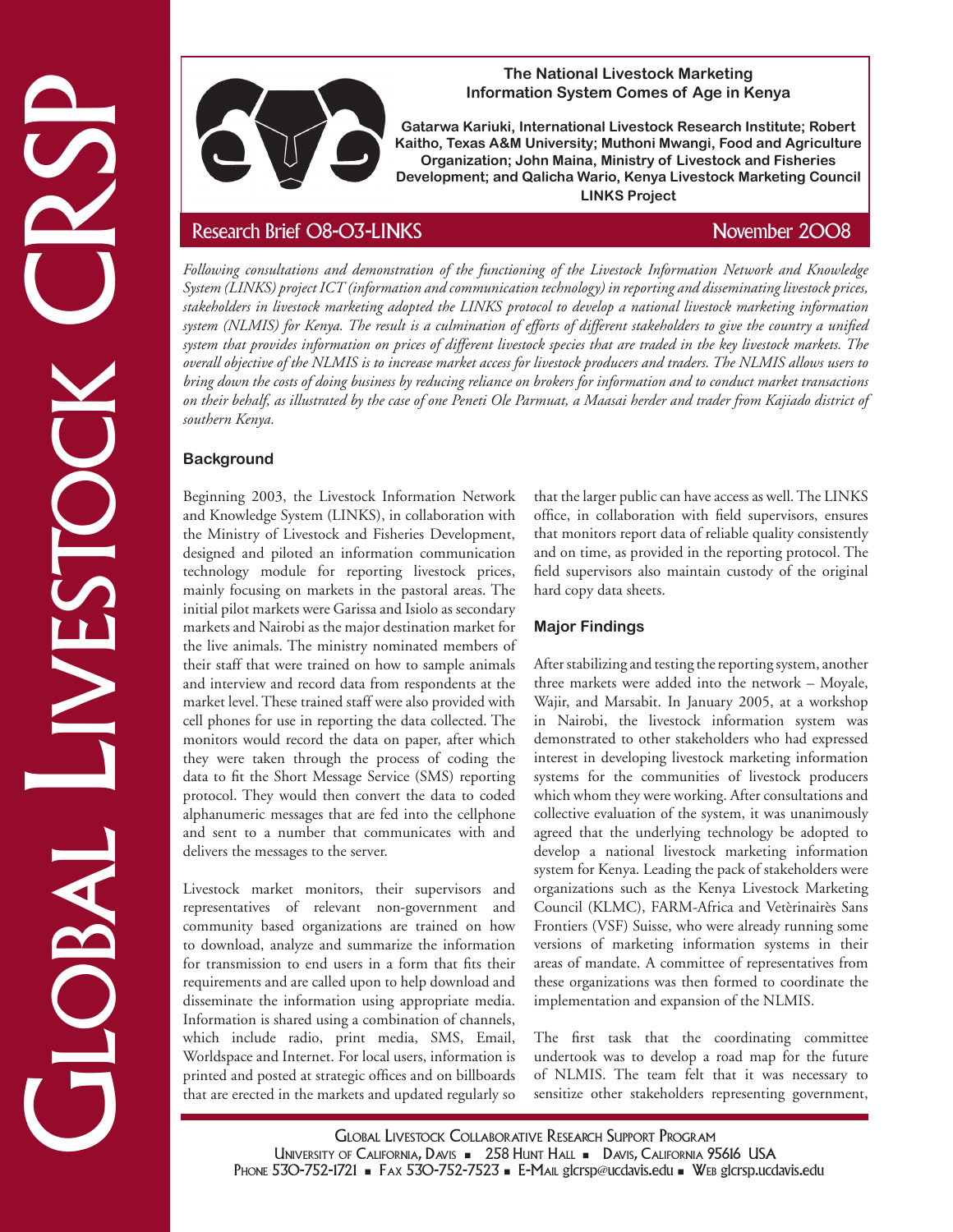# The National Livestock Marketing Information System Comes of Age in Kenya

**Gatarwa Kariuki, International Livestock Research Institute; Robert Kaitho, Texas A&M University; Muthoni Mwangi, Food and Agriculture Organization; John Maina, Ministry of Livestock and Fisheries Development; and Qalicha Wario, Kenya Livestock Marketing Council**
**LINKS Project**

Research Brief 08-03-LINKS — November 2008

*Following consultations and demonstration of the functioning of the Livestock Information Network and Knowledge System (LINKS) project ICT (information and communication technology) in reporting and disseminating livestock prices, stakeholders in livestock marketing adopted the LINKS protocol to develop a national livestock marketing information system (NLMIS) for Kenya. The result is a culmination of efforts of different stakeholders to give the country a unified system that provides information on prices of different livestock species that are traded in the key livestock markets. The overall objective of the NLMIS is to increase market access for livestock producers and traders. The NLMIS allows users to bring down the costs of doing business by reducing reliance on brokers for information and to conduct market transactions on their behalf, as illustrated by the case of one Peneti Ole Parmuat, a Maasai herder and trader from Kajiado district of southern Kenya.*

## Background

Beginning 2003, the Livestock Information Network and Knowledge System (LINKS), in collaboration with the Ministry of Livestock and Fisheries Development, designed and piloted an information communication technology module for reporting livestock prices, mainly focusing on markets in the pastoral areas. The initial pilot markets were Garissa and Isiolo as secondary markets and Nairobi as the major destination market for the live animals. The ministry nominated members of their staff that were trained on how to sample animals and interview and record data from respondents at the market level. These trained staff were also provided with cell phones for use in reporting the data collected. The monitors would record the data on paper, after which they were taken through the process of coding the data to fit the Short Message Service (SMS) reporting protocol. They would then convert the data to coded alphanumeric messages that are fed into the cellphone and sent to a number that communicates with and delivers the messages to the server.

Livestock market monitors, their supervisors and representatives of relevant non-government and community based organizations are trained on how to download, analyze and summarize the information for transmission to end users in a form that fits their requirements and are called upon to help download and disseminate the information using appropriate media. Information is shared using a combination of channels, which include radio, print media, SMS, Email, Worldspace and Internet. For local users, information is printed and posted at strategic offices and on billboards that are erected in the markets and updated regularly so that the larger public can have access as well. The LINKS office, in collaboration with field supervisors, ensures that monitors report data of reliable quality consistently and on time, as provided in the reporting protocol. The field supervisors also maintain custody of the original hard copy data sheets.

## Major Findings

After stabilizing and testing the reporting system, another three markets were added into the network – Moyale, Wajir, and Marsabit. In January 2005, at a workshop in Nairobi, the livestock information system was demonstrated to other stakeholders who had expressed interest in developing livestock marketing information systems for the communities of livestock producers which whom they were working. After consultations and collective evaluation of the system, it was unanimously agreed that the underlying technology be adopted to develop a national livestock marketing information system for Kenya. Leading the pack of stakeholders were organizations such as the Kenya Livestock Marketing Council (KLMC), FARM-Africa and Vetèrinairès Sans Frontiers (VSF) Suisse, who were already running some versions of marketing information systems in their areas of mandate. A committee of representatives from these organizations was then formed to coordinate the implementation and expansion of the NLMIS.

The first task that the coordinating committee undertook was to develop a road map for the future of NLMIS. The team felt that it was necessary to sensitize other stakeholders representing government,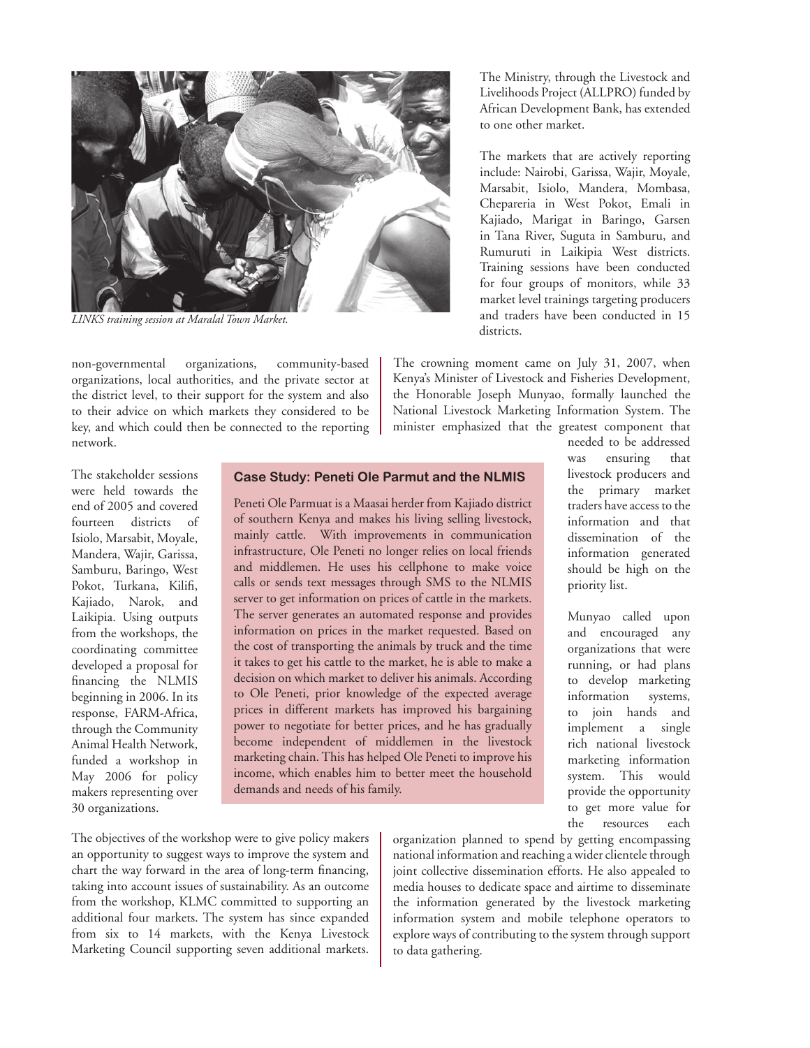*LINKS training session at Maralal Town Market.*

The Ministry, through the Livestock and Livelihoods Project (ALLPRO) funded by African Development Bank, has extended to one other market.

The markets that are actively reporting include: Nairobi, Garissa, Wajir, Moyale, Marsabit, Isiolo, Mandera, Mombasa, Chepareria in West Pokot, Emali in Kajiado, Marigat in Baringo, Garsen in Tana River, Suguta in Samburu, and Rumuruti in Laikipia West districts. Training sessions have been conducted for four groups of monitors, while 33 market level trainings targeting producers and traders have been conducted in 15 districts.

non-governmental organizations, community-based organizations, local authorities, and the private sector at the district level, to their support for the system and also to their advice on which markets they considered to be key, and which could then be connected to the reporting network.

The stakeholder sessions were held towards the end of 2005 and covered fourteen districts of Isiolo, Marsabit, Moyale, Mandera, Wajir, Garissa, Samburu, Baringo, West Pokot, Turkana, Kilifi, Kajiado, Narok, and Laikipia. Using outputs from the workshops, the coordinating committee developed a proposal for financing the NLMIS beginning in 2006. In its response, FARM-Africa, through the Community Animal Health Network, funded a workshop in May 2006 for policy makers representing over 30 organizations.

The objectives of the workshop were to give policy makers an opportunity to suggest ways to improve the system and chart the way forward in the area of long-term financing, taking into account issues of sustainability. As an outcome from the workshop, KLMC committed to supporting an additional four markets. The system has since expanded from six to 14 markets, with the Kenya Livestock Marketing Council supporting seven additional markets.

### Case Study: Peneti Ole Parmut and the NLMIS

Peneti Ole Parmuat is a Maasai herder from Kajiado district of southern Kenya and makes his living selling livestock, mainly cattle. With improvements in communication infrastructure, Ole Peneti no longer relies on local friends and middlemen. He uses his cellphone to make voice calls or sends text messages through SMS to the NLMIS server to get information on prices of cattle in the markets. The server generates an automated response and provides information on prices in the market requested. Based on the cost of transporting the animals by truck and the time it takes to get his cattle to the market, he is able to make a decision on which market to deliver his animals. According to Ole Peneti, prior knowledge of the expected average prices in different markets has improved his bargaining power to negotiate for better prices, and he has gradually become independent of middlemen in the livestock marketing chain. This has helped Ole Peneti to improve his income, which enables him to better meet the household demands and needs of his family.

The crowning moment came on July 31, 2007, when Kenya's Minister of Livestock and Fisheries Development, the Honorable Joseph Munyao, formally launched the National Livestock Marketing Information System. The minister emphasized that the greatest component that needed to be addressed was ensuring that livestock producers and the primary market traders have access to the information and that dissemination of the information generated should be high on the priority list.

Munyao called upon and encouraged any organizations that were running, or had plans to develop marketing information systems, to join hands and implement a single rich national livestock marketing information system. This would provide the opportunity to get more value for the resources each organization planned to spend by getting encompassing national information and reaching a wider clientele through joint collective dissemination efforts. He also appealed to media houses to dedicate space and airtime to disseminate the information generated by the livestock marketing information system and mobile telephone operators to explore ways of contributing to the system through support to data gathering.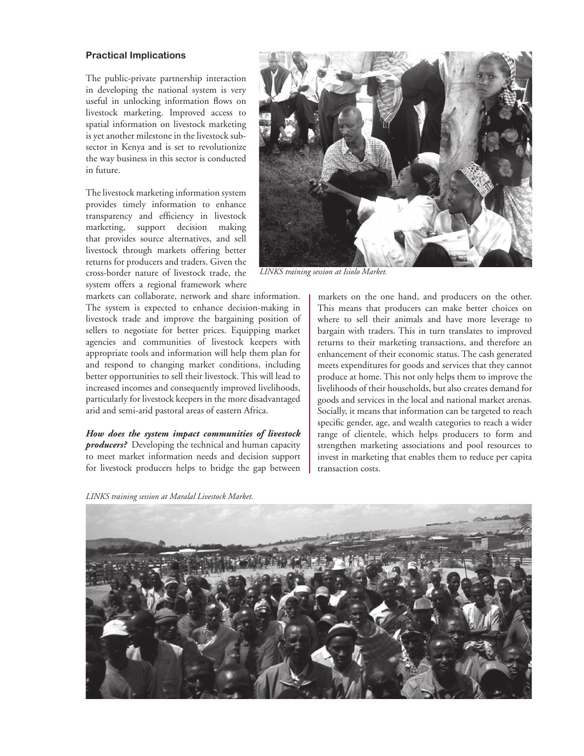### Practical Implications

The public-private partnership interaction in developing the national system is very useful in unlocking information flows on livestock marketing. Improved access to spatial information on livestock marketing is yet another milestone in the livestock sub-sector in Kenya and is set to revolutionize the way business in this sector is conducted in future.

The livestock marketing information system provides timely information to enhance transparency and efficiency in livestock marketing, support decision making that provides source alternatives, and sell livestock through markets offering better returns for producers and traders. Given the cross-border nature of livestock trade, the system offers a regional framework where markets can collaborate, network and share information. The system is expected to enhance decision-making in livestock trade and improve the bargaining position of sellers to negotiate for better prices. Equipping market agencies and communities of livestock keepers with appropriate tools and information will help them plan for and respond to changing market conditions, including better opportunities to sell their livestock. This will lead to increased incomes and consequently improved livelihoods, particularly for livestock keepers in the more disadvantaged arid and semi-arid pastoral areas of eastern Africa.

*LINKS training session at Isiolo Market.*

***How does the system impact communities of livestock producers?*** Developing the technical and human capacity to meet market information needs and decision support for livestock producers helps to bridge the gap between markets on the one hand, and producers on the other. This means that producers can make better choices on where to sell their animals and have more leverage to bargain with traders. This in turn translates to improved returns to their marketing transactions, and therefore an enhancement of their economic status. The cash generated meets expenditures for goods and services that they cannot produce at home. This not only helps them to improve the livelihoods of their households, but also creates demand for goods and services in the local and national market arenas. Socially, it means that information can be targeted to reach specific gender, age, and wealth categories to reach a wider range of clientele, which helps producers to form and strengthen marketing associations and pool resources to invest in marketing that enables them to reduce per capita transaction costs.

*LINKS training session at Maralal Livestock Market.*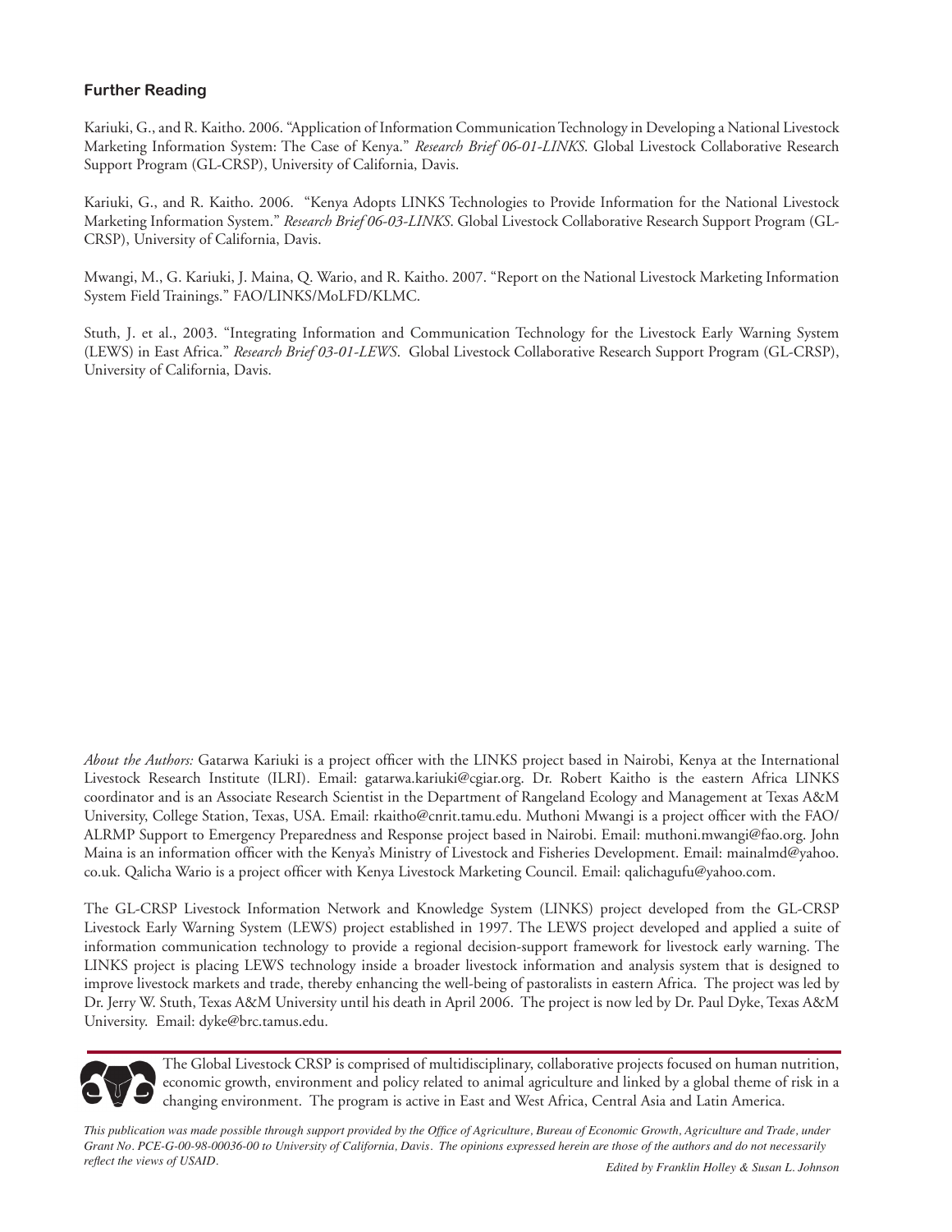### Further Reading

Kariuki, G., and R. Kaitho. 2006. "Application of Information Communication Technology in Developing a National Livestock Marketing Information System: The Case of Kenya." *Research Brief 06-01-LINKS*. Global Livestock Collaborative Research Support Program (GL-CRSP), University of California, Davis.

Kariuki, G., and R. Kaitho. 2006. "Kenya Adopts LINKS Technologies to Provide Information for the National Livestock Marketing Information System." *Research Brief 06-03-LINKS*. Global Livestock Collaborative Research Support Program (GL-CRSP), University of California, Davis.

Mwangi, M., G. Kariuki, J. Maina, Q. Wario, and R. Kaitho. 2007. "Report on the National Livestock Marketing Information System Field Trainings." FAO/LINKS/MoLFD/KLMC.

Stuth, J. et al., 2003. "Integrating Information and Communication Technology for the Livestock Early Warning System (LEWS) in East Africa." *Research Brief 03-01-LEWS*. Global Livestock Collaborative Research Support Program (GL-CRSP), University of California, Davis.

*About the Authors:* Gatarwa Kariuki is a project officer with the LINKS project based in Nairobi, Kenya at the International Livestock Research Institute (ILRI). Email: gatarwa.kariuki@cgiar.org. Dr. Robert Kaitho is the eastern Africa LINKS coordinator and is an Associate Research Scientist in the Department of Rangeland Ecology and Management at Texas A&M University, College Station, Texas, USA. Email: rkaitho@cnrit.tamu.edu. Muthoni Mwangi is a project officer with the FAO/ALRMP Support to Emergency Preparedness and Response project based in Nairobi. Email: muthoni.mwangi@fao.org. John Maina is an information officer with the Kenya's Ministry of Livestock and Fisheries Development. Email: mainalmd@yahoo.co.uk. Qalicha Wario is a project officer with Kenya Livestock Marketing Council. Email: qalichagufu@yahoo.com.

The GL-CRSP Livestock Information Network and Knowledge System (LINKS) project developed from the GL-CRSP Livestock Early Warning System (LEWS) project established in 1997. The LEWS project developed and applied a suite of information communication technology to provide a regional decision-support framework for livestock early warning. The LINKS project is placing LEWS technology inside a broader livestock information and analysis system that is designed to improve livestock markets and trade, thereby enhancing the well-being of pastoralists in eastern Africa. The project was led by Dr. Jerry W. Stuth, Texas A&M University until his death in April 2006. The project is now led by Dr. Paul Dyke, Texas A&M University. Email: dyke@brc.tamus.edu.

The Global Livestock CRSP is comprised of multidisciplinary, collaborative projects focused on human nutrition, economic growth, environment and policy related to animal agriculture and linked by a global theme of risk in a changing environment. The program is active in East and West Africa, Central Asia and Latin America.

*This publication was made possible through support provided by the Office of Agriculture, Bureau of Economic Growth, Agriculture and Trade, under Grant No. PCE-G-00-98-00036-00 to University of California, Davis. The opinions expressed herein are those of the authors and do not necessarily reflect the views of USAID.*

*Edited by Franklin Holley & Susan L. Johnson*